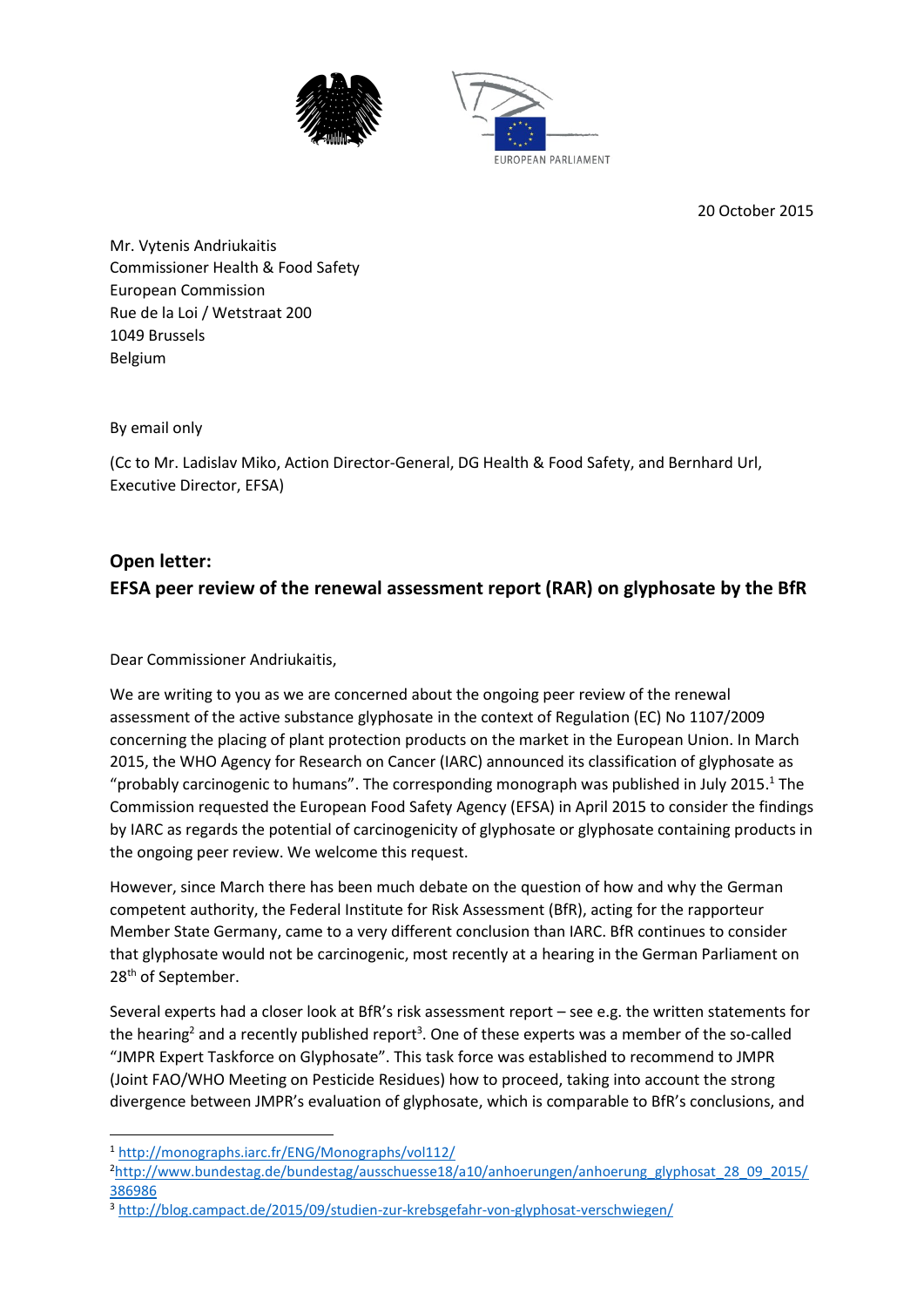EUROPEAN PARLIAMENT

20 October 2015

Mr. Vytenis Andriukaitis
Commissioner Health & Food Safety
European Commission
Rue de la Loi / Wetstraat 200
1049 Brussels
Belgium

By email only

(Cc to Mr. Ladislav Miko, Action Director-General, DG Health & Food Safety, and Bernhard Url, Executive Director, EFSA)

## Open letter: EFSA peer review of the renewal assessment report (RAR) on glyphosate by the BfR

Dear Commissioner Andriukaitis,

We are writing to you as we are concerned about the ongoing peer review of the renewal assessment of the active substance glyphosate in the context of Regulation (EC) No 1107/2009 concerning the placing of plant protection products on the market in the European Union. In March 2015, the WHO Agency for Research on Cancer (IARC) announced its classification of glyphosate as "probably carcinogenic to humans". The corresponding monograph was published in July 2015.[1] The Commission requested the European Food Safety Agency (EFSA) in April 2015 to consider the findings by IARC as regards the potential of carcinogenicity of glyphosate or glyphosate containing products in the ongoing peer review. We welcome this request.

However, since March there has been much debate on the question of how and why the German competent authority, the Federal Institute for Risk Assessment (BfR), acting for the rapporteur Member State Germany, came to a very different conclusion than IARC. BfR continues to consider that glyphosate would not be carcinogenic, most recently at a hearing in the German Parliament on 28th of September.

Several experts had a closer look at BfR's risk assessment report – see e.g. the written statements for the hearing[2] and a recently published report[3]. One of these experts was a member of the so-called "JMPR Expert Taskforce on Glyphosate". This task force was established to recommend to JMPR (Joint FAO/WHO Meeting on Pesticide Residues) how to proceed, taking into account the strong divergence between JMPR's evaluation of glyphosate, which is comparable to BfR's conclusions, and

[1] http://monographs.iarc.fr/ENG/Monographs/vol112/
[2] http://www.bundestag.de/bundestag/ausschuesse18/a10/anhoerungen/anhoerung_glyphosat_28_09_2015/386986
[3] http://blog.campact.de/2015/09/studien-zur-krebsgefahr-von-glyphosat-verschwiegen/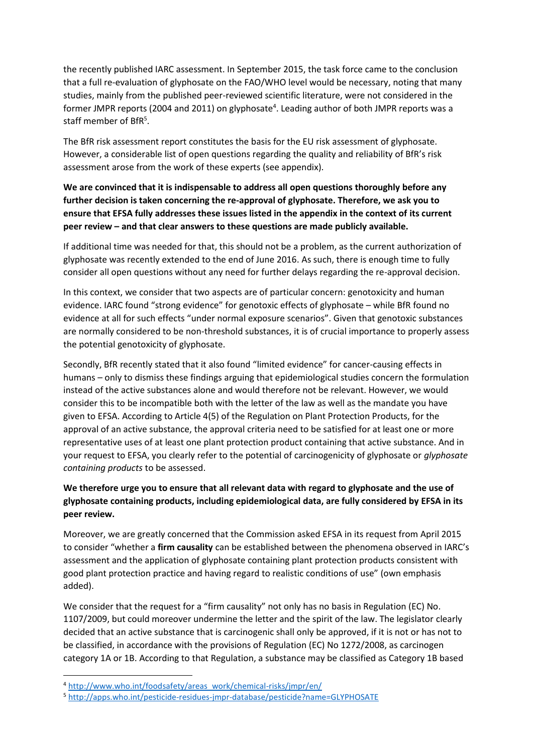the recently published IARC assessment. In September 2015, the task force came to the conclusion that a full re-evaluation of glyphosate on the FAO/WHO level would be necessary, noting that many studies, mainly from the published peer-reviewed scientific literature, were not considered in the former JMPR reports (2004 and 2011) on glyphosate[4]. Leading author of both JMPR reports was a staff member of BfR[5].

The BfR risk assessment report constitutes the basis for the EU risk assessment of glyphosate. However, a considerable list of open questions regarding the quality and reliability of BfR's risk assessment arose from the work of these experts (see appendix).

**We are convinced that it is indispensable to address all open questions thoroughly before any further decision is taken concerning the re-approval of glyphosate. Therefore, we ask you to ensure that EFSA fully addresses these issues listed in the appendix in the context of its current peer review – and that clear answers to these questions are made publicly available.**

If additional time was needed for that, this should not be a problem, as the current authorization of glyphosate was recently extended to the end of June 2016. As such, there is enough time to fully consider all open questions without any need for further delays regarding the re-approval decision.

In this context, we consider that two aspects are of particular concern: genotoxicity and human evidence. IARC found "strong evidence" for genotoxic effects of glyphosate – while BfR found no evidence at all for such effects "under normal exposure scenarios". Given that genotoxic substances are normally considered to be non-threshold substances, it is of crucial importance to properly assess the potential genotoxicity of glyphosate.

Secondly, BfR recently stated that it also found "limited evidence" for cancer-causing effects in humans – only to dismiss these findings arguing that epidemiological studies concern the formulation instead of the active substances alone and would therefore not be relevant. However, we would consider this to be incompatible both with the letter of the law as well as the mandate you have given to EFSA. According to Article 4(5) of the Regulation on Plant Protection Products, for the approval of an active substance, the approval criteria need to be satisfied for at least one or more representative uses of at least one plant protection product containing that active substance. And in your request to EFSA, you clearly refer to the potential of carcinogenicity of glyphosate or *glyphosate containing products* to be assessed.

**We therefore urge you to ensure that all relevant data with regard to glyphosate and the use of glyphosate containing products, including epidemiological data, are fully considered by EFSA in its peer review.**

Moreover, we are greatly concerned that the Commission asked EFSA in its request from April 2015 to consider "whether a **firm causality** can be established between the phenomena observed in IARC's assessment and the application of glyphosate containing plant protection products consistent with good plant protection practice and having regard to realistic conditions of use" (own emphasis added).

We consider that the request for a "firm causality" not only has no basis in Regulation (EC) No. 1107/2009, but could moreover undermine the letter and the spirit of the law. The legislator clearly decided that an active substance that is carcinogenic shall only be approved, if it is not or has not to be classified, in accordance with the provisions of Regulation (EC) No 1272/2008, as carcinogen category 1A or 1B. According to that Regulation, a substance may be classified as Category 1B based

[4] http://www.who.int/foodsafety/areas_work/chemical-risks/jmpr/en/

[5] http://apps.who.int/pesticide-residues-jmpr-database/pesticide?name=GLYPHOSATE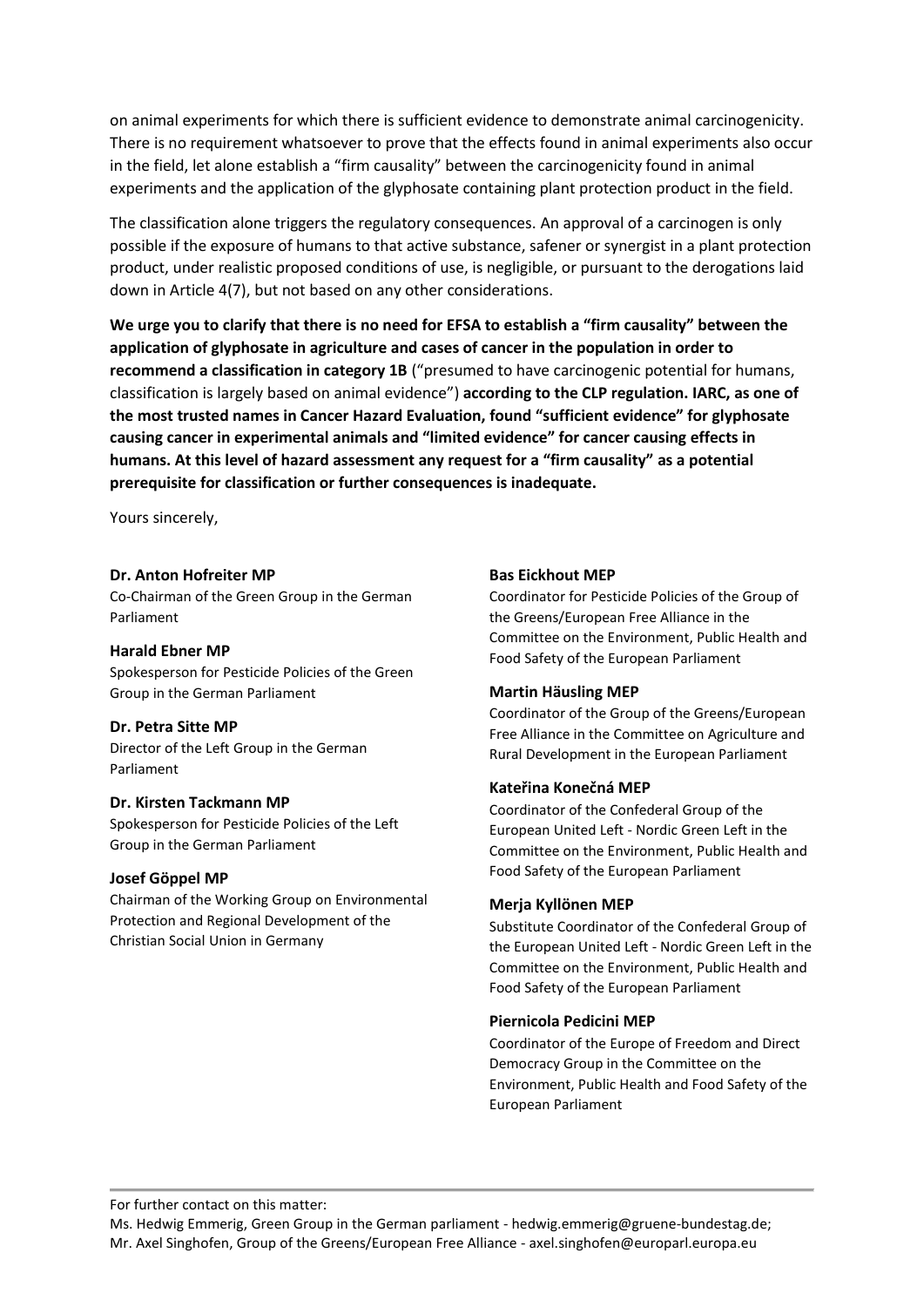on animal experiments for which there is sufficient evidence to demonstrate animal carcinogenicity. There is no requirement whatsoever to prove that the effects found in animal experiments also occur in the field, let alone establish a "firm causality" between the carcinogenicity found in animal experiments and the application of the glyphosate containing plant protection product in the field.

The classification alone triggers the regulatory consequences. An approval of a carcinogen is only possible if the exposure of humans to that active substance, safener or synergist in a plant protection product, under realistic proposed conditions of use, is negligible, or pursuant to the derogations laid down in Article 4(7), but not based on any other considerations.

**We urge you to clarify that there is no need for EFSA to establish a "firm causality" between the application of glyphosate in agriculture and cases of cancer in the population in order to recommend a classification in category 1B** ("presumed to have carcinogenic potential for humans, classification is largely based on animal evidence") **according to the CLP regulation. IARC, as one of the most trusted names in Cancer Hazard Evaluation, found "sufficient evidence" for glyphosate causing cancer in experimental animals and "limited evidence" for cancer causing effects in humans. At this level of hazard assessment any request for a "firm causality" as a potential prerequisite for classification or further consequences is inadequate.**

Yours sincerely,

**Dr. Anton Hofreiter MP**
Co-Chairman of the Green Group in the German Parliament

**Harald Ebner MP**
Spokesperson for Pesticide Policies of the Green Group in the German Parliament

**Dr. Petra Sitte MP**
Director of the Left Group in the German Parliament

**Dr. Kirsten Tackmann MP**
Spokesperson for Pesticide Policies of the Left Group in the German Parliament

**Josef Göppel MP**
Chairman of the Working Group on Environmental Protection and Regional Development of the Christian Social Union in Germany

**Bas Eickhout MEP**
Coordinator for Pesticide Policies of the Group of the Greens/European Free Alliance in the Committee on the Environment, Public Health and Food Safety of the European Parliament

**Martin Häusling MEP**
Coordinator of the Group of the Greens/European Free Alliance in the Committee on Agriculture and Rural Development in the European Parliament

**Kateřina Konečná MEP**
Coordinator of the Confederal Group of the European United Left - Nordic Green Left in the Committee on the Environment, Public Health and Food Safety of the European Parliament

**Merja Kyllönen MEP**
Substitute Coordinator of the Confederal Group of the European United Left - Nordic Green Left in the Committee on the Environment, Public Health and Food Safety of the European Parliament

**Piernicola Pedicini MEP**
Coordinator of the Europe of Freedom and Direct Democracy Group in the Committee on the Environment, Public Health and Food Safety of the European Parliament

---

For further contact on this matter:
Ms. Hedwig Emmerig, Green Group in the German parliament - hedwig.emmerig@gruene-bundestag.de;
Mr. Axel Singhofen, Group of the Greens/European Free Alliance - axel.singhofen@europarl.europa.eu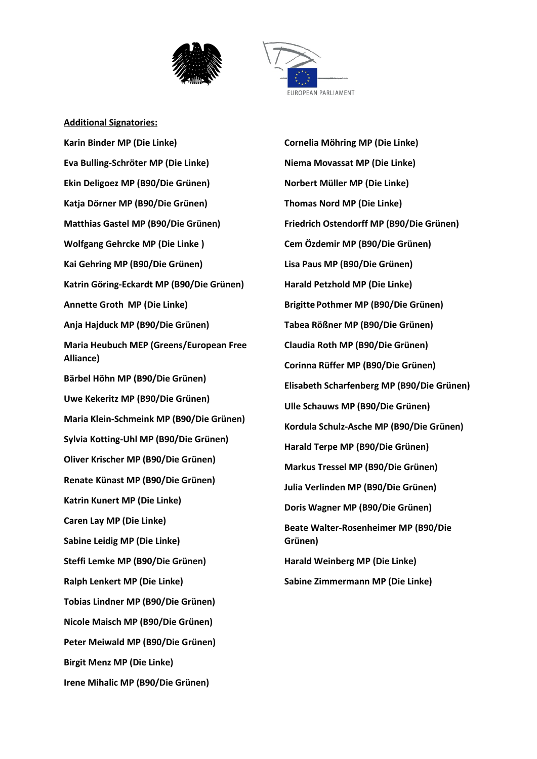EUROPEAN PARLIAMENT

**Additional Signatories:**

**Karin Binder MP (Die Linke)**

**Eva Bulling-Schröter MP (Die Linke)**

**Ekin Deligoez MP (B90/Die Grünen)**

**Katja Dörner MP (B90/Die Grünen)**

**Matthias Gastel MP (B90/Die Grünen)**

**Wolfgang Gehrcke MP (Die Linke )**

**Kai Gehring MP (B90/Die Grünen)**

**Katrin Göring-Eckardt MP (B90/Die Grünen)**

**Annette Groth MP (Die Linke)**

**Anja Hajduck MP (B90/Die Grünen)**

**Maria Heubuch MEP (Greens/European Free Alliance)**

**Bärbel Höhn MP (B90/Die Grünen)**

**Uwe Kekeritz MP (B90/Die Grünen)**

**Maria Klein-Schmeink MP (B90/Die Grünen)**

**Sylvia Kotting-Uhl MP (B90/Die Grünen)**

**Oliver Krischer MP (B90/Die Grünen)**

**Renate Künast MP (B90/Die Grünen)**

**Katrin Kunert MP (Die Linke)**

**Caren Lay MP (Die Linke)**

**Sabine Leidig MP (Die Linke)**

**Steffi Lemke MP (B90/Die Grünen)**

**Ralph Lenkert MP (Die Linke)**

**Tobias Lindner MP (B90/Die Grünen)**

**Nicole Maisch MP (B90/Die Grünen)**

**Peter Meiwald MP (B90/Die Grünen)**

**Birgit Menz MP (Die Linke)**

**Irene Mihalic MP (B90/Die Grünen)**

**Cornelia Möhring MP (Die Linke)**

**Niema Movassat MP (Die Linke)**

**Norbert Müller MP (Die Linke)**

**Thomas Nord MP (Die Linke)**

**Friedrich Ostendorff MP (B90/Die Grünen)**

**Cem Özdemir MP (B90/Die Grünen)**

**Lisa Paus MP (B90/Die Grünen)**

**Harald Petzhold MP (Die Linke)**

**Brigitte Pothmer MP (B90/Die Grünen)**

**Tabea Rößner MP (B90/Die Grünen)**

**Claudia Roth MP (B90/Die Grünen)**

**Corinna Rüffer MP (B90/Die Grünen)**

**Elisabeth Scharfenberg MP (B90/Die Grünen)**

**Ulle Schauws MP (B90/Die Grünen)**

**Kordula Schulz-Asche MP (B90/Die Grünen)**

**Harald Terpe MP (B90/Die Grünen)**

**Markus Tressel MP (B90/Die Grünen)**

**Julia Verlinden MP (B90/Die Grünen)**

**Doris Wagner MP (B90/Die Grünen)**

**Beate Walter-Rosenheimer MP (B90/Die Grünen)**

**Harald Weinberg MP (Die Linke)**

**Sabine Zimmermann MP (Die Linke)**